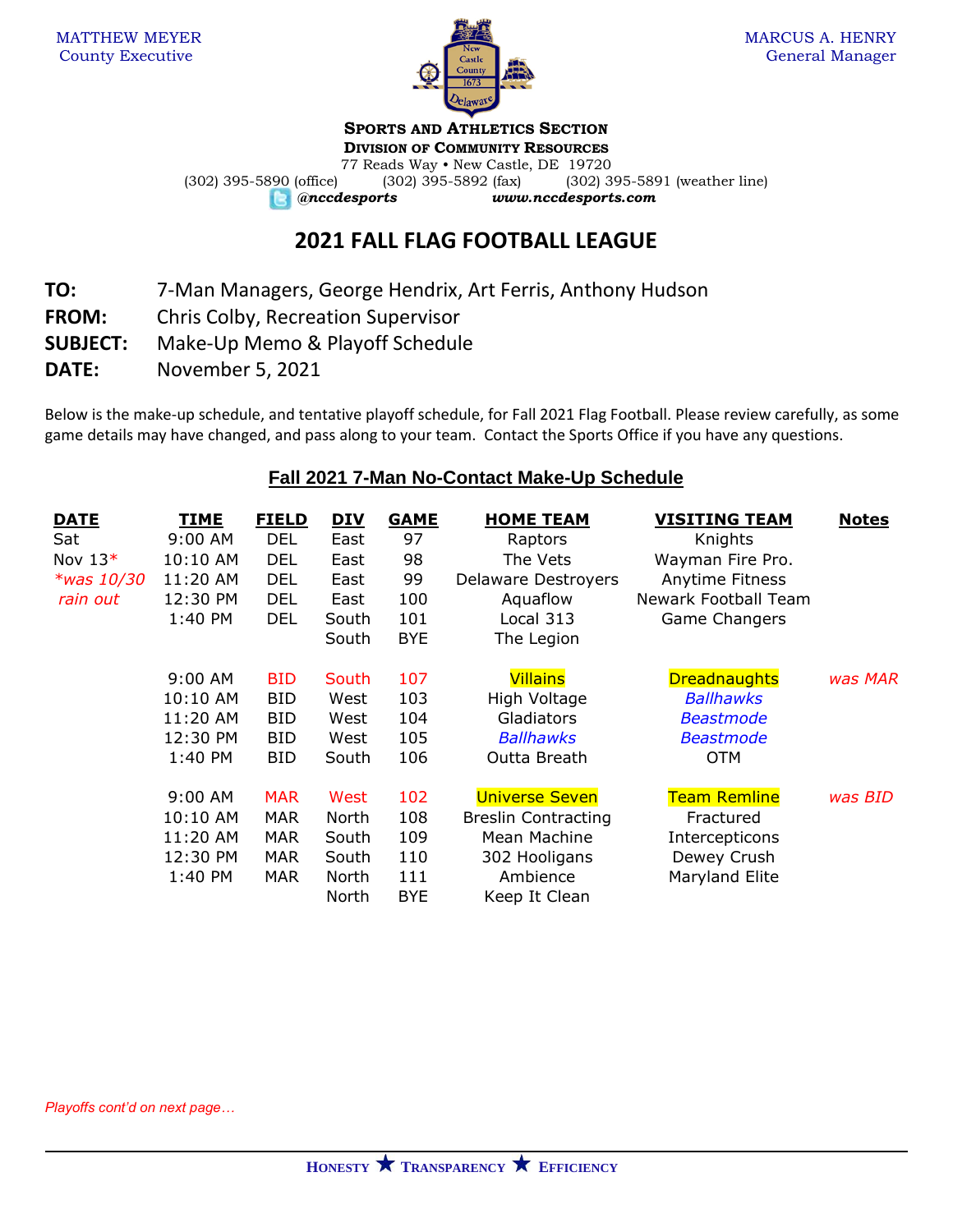MATTHEW MEYER
County Executive

MARCUS A. HENRY
General Manager

**SPORTS AND ATHLETICS SECTION**
**DIVISION OF COMMUNITY RESOURCES**
77 Reads Way • New Castle, DE 19720
(302) 395-5890 (office) (302) 395-5892 (fax) (302) 395-5891 (weather line)
*@nccdesports* *www.nccdesports.com*

# 2021 FALL FLAG FOOTBALL LEAGUE

**TO:** 7-Man Managers, George Hendrix, Art Ferris, Anthony Hudson
**FROM:** Chris Colby, Recreation Supervisor
**SUBJECT:** Make-Up Memo & Playoff Schedule
**DATE:** November 5, 2021

Below is the make-up schedule, and tentative playoff schedule, for Fall 2021 Flag Football. Please review carefully, as some game details may have changed, and pass along to your team. Contact the Sports Office if you have any questions.

## Fall 2021 7-Man No-Contact Make-Up Schedule

| DATE | TIME | FIELD | DIV | GAME | HOME TEAM | VISITING TEAM | Notes |
|---|---|---|---|---|---|---|---|
| Sat | 9:00 AM | DEL | East | 97 | Raptors | Knights | |
| Nov 13* | 10:10 AM | DEL | East | 98 | The Vets | Wayman Fire Pro. | |
| *\*was 10/30* | 11:20 AM | DEL | East | 99 | Delaware Destroyers | Anytime Fitness | |
| *rain out* | 12:30 PM | DEL | East | 100 | Aquaflow | Newark Football Team | |
| | 1:40 PM | DEL | South | 101 | Local 313 | Game Changers | |
| | | | South | BYE | The Legion | | |
| | 9:00 AM | BID | South | 107 | Villains | Dreadnaughts | *was MAR* |
| | 10:10 AM | BID | West | 103 | High Voltage | *Ballhawks* | |
| | 11:20 AM | BID | West | 104 | Gladiators | *Beastmode* | |
| | 12:30 PM | BID | West | 105 | *Ballhawks* | *Beastmode* | |
| | 1:40 PM | BID | South | 106 | Outta Breath | OTM | |
| | 9:00 AM | MAR | West | 102 | Universe Seven | Team Remline | *was BID* |
| | 10:10 AM | MAR | North | 108 | Breslin Contracting | Fractured | |
| | 11:20 AM | MAR | South | 109 | Mean Machine | Intercepticons | |
| | 12:30 PM | MAR | South | 110 | 302 Hooligans | Dewey Crush | |
| | 1:40 PM | MAR | North | 111 | Ambience | Maryland Elite | |
| | | | North | BYE | Keep It Clean | | |

*Playoffs cont'd on next page…*

HONESTY ★ TRANSPARENCY ★ EFFICIENCY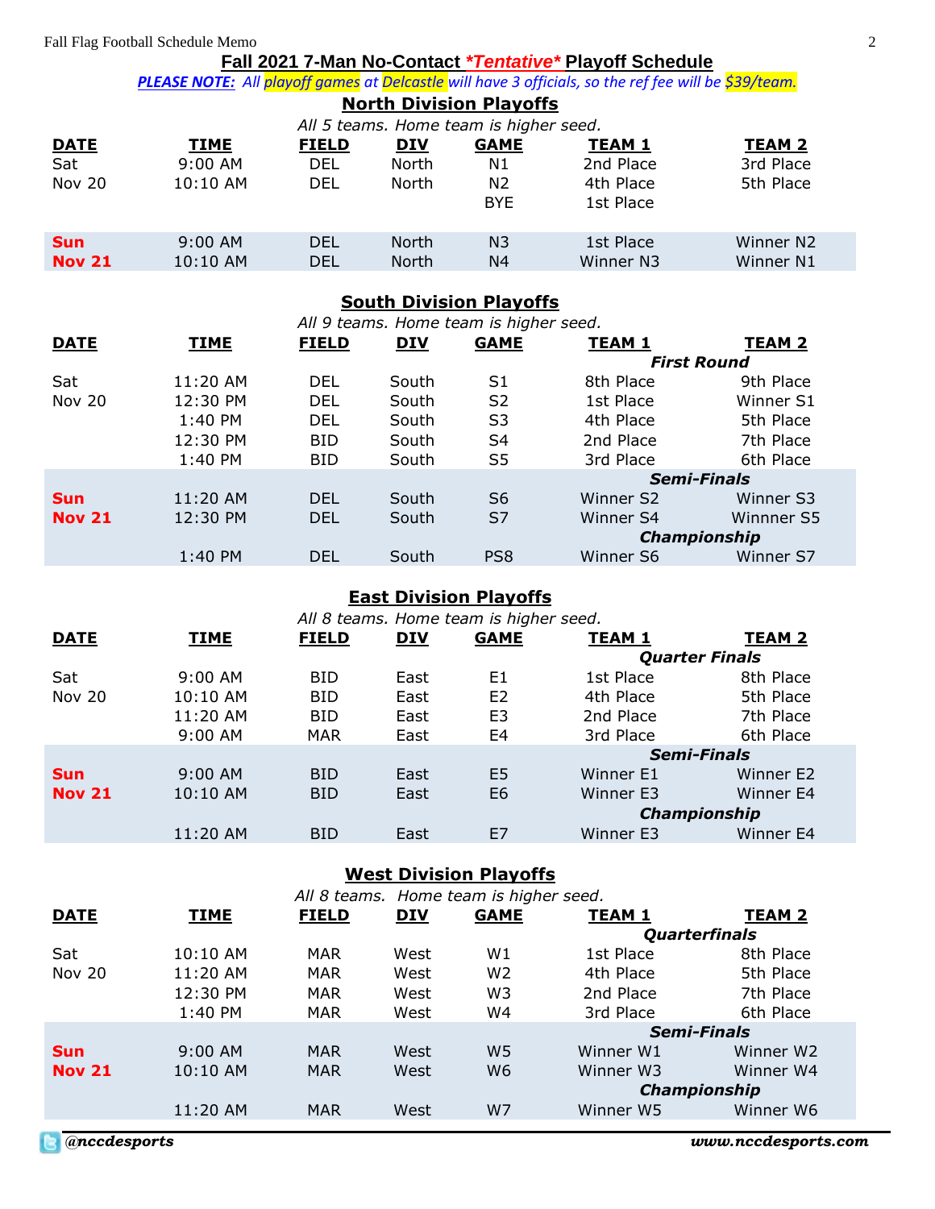## Fall 2021 7-Man No-Contact *Tentative* Playoff Schedule

***PLEASE NOTE:** All playoff games at Delcastle will have 3 officials, so the ref fee will be $39/team.*

### North Division Playoffs

*All 5 teams. Home team is higher seed.*

| DATE | TIME | FIELD | DIV | GAME | TEAM 1 | TEAM 2 |
|---|---|---|---|---|---|---|
| Sat | 9:00 AM | DEL | North | N1 | 2nd Place | 3rd Place |
| Nov 20 | 10:10 AM | DEL | North | N2 | 4th Place | 5th Place |
| | | | | BYE | 1st Place | |
| **Sun** | 9:00 AM | DEL | North | N3 | 1st Place | Winner N2 |
| **Nov 21** | 10:10 AM | DEL | North | N4 | Winner N3 | Winner N1 |

### South Division Playoffs

*All 9 teams. Home team is higher seed.*

| DATE | TIME | FIELD | DIV | GAME | TEAM 1 | TEAM 2 |
|---|---|---|---|---|---|---|
| | | | | | ***First Round*** | |
| Sat | 11:20 AM | DEL | South | S1 | 8th Place | 9th Place |
| Nov 20 | 12:30 PM | DEL | South | S2 | 1st Place | Winner S1 |
| | 1:40 PM | DEL | South | S3 | 4th Place | 5th Place |
| | 12:30 PM | BID | South | S4 | 2nd Place | 7th Place |
| | 1:40 PM | BID | South | S5 | 3rd Place | 6th Place |
| | | | | | ***Semi-Finals*** | |
| **Sun** | 11:20 AM | DEL | South | S6 | Winner S2 | Winner S3 |
| **Nov 21** | 12:30 PM | DEL | South | S7 | Winner S4 | Winnner S5 |
| | | | | | ***Championship*** | |
| | 1:40 PM | DEL | South | PS8 | Winner S6 | Winner S7 |

### East Division Playoffs

*All 8 teams. Home team is higher seed.*

| DATE | TIME | FIELD | DIV | GAME | TEAM 1 | TEAM 2 |
|---|---|---|---|---|---|---|
| | | | | | ***Quarter Finals*** | |
| Sat | 9:00 AM | BID | East | E1 | 1st Place | 8th Place |
| Nov 20 | 10:10 AM | BID | East | E2 | 4th Place | 5th Place |
| | 11:20 AM | BID | East | E3 | 2nd Place | 7th Place |
| | 9:00 AM | MAR | East | E4 | 3rd Place | 6th Place |
| | | | | | ***Semi-Finals*** | |
| **Sun** | 9:00 AM | BID | East | E5 | Winner E1 | Winner E2 |
| **Nov 21** | 10:10 AM | BID | East | E6 | Winner E3 | Winner E4 |
| | | | | | ***Championship*** | |
| | 11:20 AM | BID | East | E7 | Winner E3 | Winner E4 |

### West Division Playoffs

*All 8 teams. Home team is higher seed.*

| DATE | TIME | FIELD | DIV | GAME | TEAM 1 | TEAM 2 |
|---|---|---|---|---|---|---|
| | | | | | ***Quarterfinals*** | |
| Sat | 10:10 AM | MAR | West | W1 | 1st Place | 8th Place |
| Nov 20 | 11:20 AM | MAR | West | W2 | 4th Place | 5th Place |
| | 12:30 PM | MAR | West | W3 | 2nd Place | 7th Place |
| | 1:40 PM | MAR | West | W4 | 3rd Place | 6th Place |
| | | | | | ***Semi-Finals*** | |
| **Sun** | 9:00 AM | MAR | West | W5 | Winner W1 | Winner W2 |
| **Nov 21** | 10:10 AM | MAR | West | W6 | Winner W3 | Winner W4 |
| | | | | | ***Championship*** | |
| | 11:20 AM | MAR | West | W7 | Winner W5 | Winner W6 |